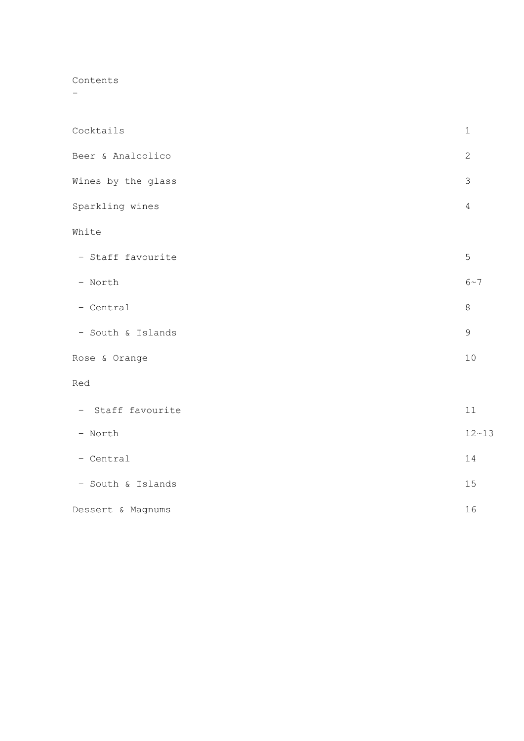# Contents

-

| | |
|---|---|
| Cocktails | 1 |
| Beer & Analcolico | 2 |
| Wines by the glass | 3 |
| Sparkling wines | 4 |
| White | |
| - Staff favourite | 5 |
| - North | 6~7 |
| - Central | 8 |
| - South & Islands | 9 |
| Rose & Orange | 10 |
| Red | |
| - Staff favourite | 11 |
| - North | 12~13 |
| - Central | 14 |
| - South & Islands | 15 |
| Dessert & Magnums | 16 |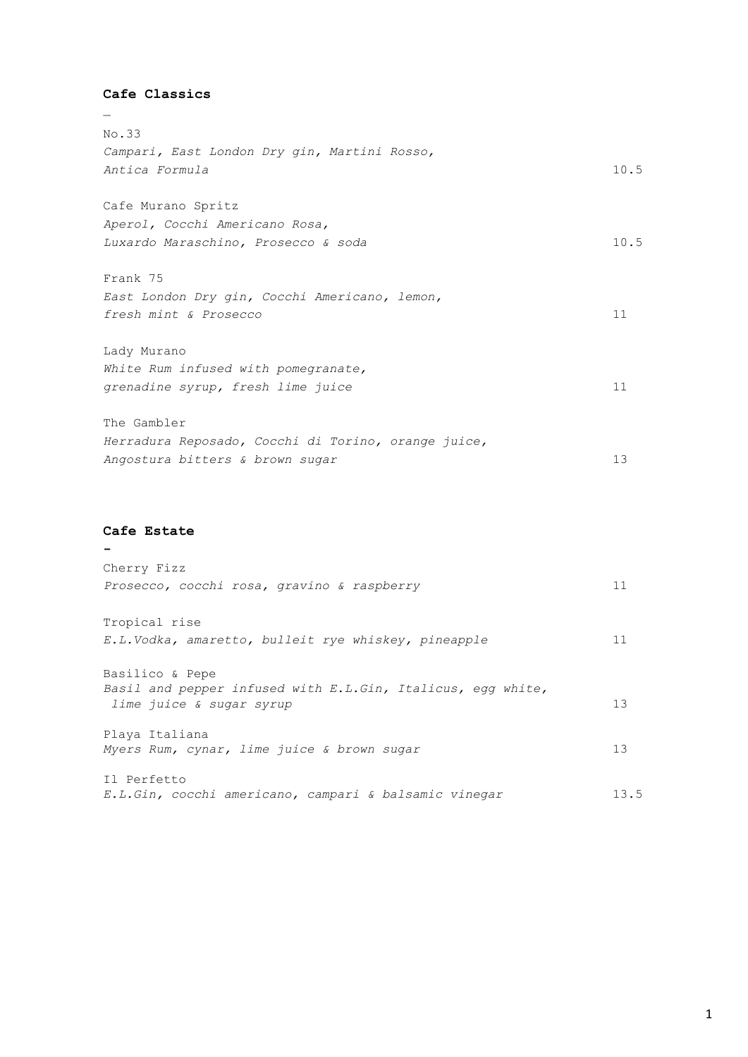**Cafe Classics**

—

No.33
*Campari, East London Dry gin, Martini Rosso,*
*Antica Formula* 10.5

Cafe Murano Spritz
*Aperol, Cocchi Americano Rosa,*
*Luxardo Maraschino, Prosecco & soda* 10.5

Frank 75
*East London Dry gin, Cocchi Americano, lemon,*
*fresh mint & Prosecco* 11

Lady Murano
*White Rum infused with pomegranate,*
*grenadine syrup, fresh lime juice* 11

The Gambler
*Herradura Reposado, Cocchi di Torino, orange juice,*
*Angostura bitters & brown sugar* 13

**Cafe Estate**

-

Cherry Fizz
*Prosecco, cocchi rosa, gravino & raspberry* 11

Tropical rise
*E.L.Vodka, amaretto, bulleit rye whiskey, pineapple* 11

Basilico & Pepe
*Basil and pepper infused with E.L.Gin, Italicus, egg white,*
*lime juice & sugar syrup* 13

Playa Italiana
*Myers Rum, cynar, lime juice & brown sugar* 13

Il Perfetto
*E.L.Gin, cocchi americano, campari & balsamic vinegar* 13.5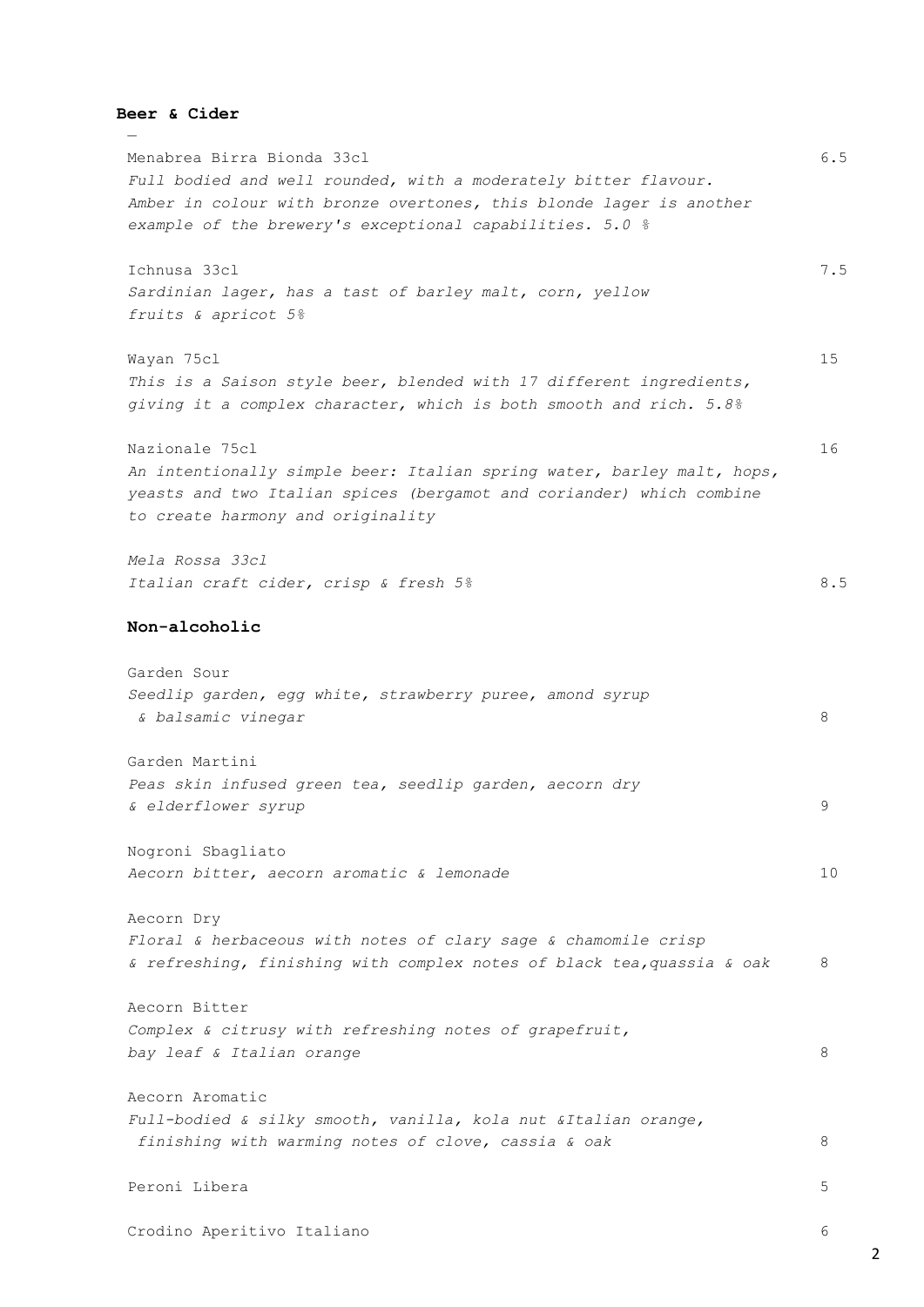**Beer & Cider**

—

Menabrea Birra Bionda 33cl 6.5
*Full bodied and well rounded, with a moderately bitter flavour. Amber in colour with bronze overtones, this blonde lager is another example of the brewery's exceptional capabilities. 5.0 %*

Ichnusa 33cl 7.5
*Sardinian lager, has a tast of barley malt, corn, yellow fruits & apricot 5%*

Wayan 75cl 15
*This is a Saison style beer, blended with 17 different ingredients, giving it a complex character, which is both smooth and rich. 5.8%*

Nazionale 75cl 16
*An intentionally simple beer: Italian spring water, barley malt, hops, yeasts and two Italian spices (bergamot and coriander) which combine to create harmony and originality*

*Mela Rossa 33cl*
*Italian craft cider, crisp & fresh 5%* 8.5

**Non-alcoholic**

Garden Sour
*Seedlip garden, egg white, strawberry puree, amond syrup & balsamic vinegar* 8

Garden Martini
*Peas skin infused green tea, seedlip garden, aecorn dry & elderflower syrup* 9

Nogroni Sbagliato
*Aecorn bitter, aecorn aromatic & lemonade* 10

Aecorn Dry
*Floral & herbaceous with notes of clary sage & chamomile crisp & refreshing, finishing with complex notes of black tea,quassia & oak* 8

Aecorn Bitter
*Complex & citrusy with refreshing notes of grapefruit, bay leaf & Italian orange* 8

Aecorn Aromatic
*Full-bodied & silky smooth, vanilla, kola nut &Italian orange, finishing with warming notes of clove, cassia & oak* 8

Peroni Libera 5

Crodino Aperitivo Italiano 6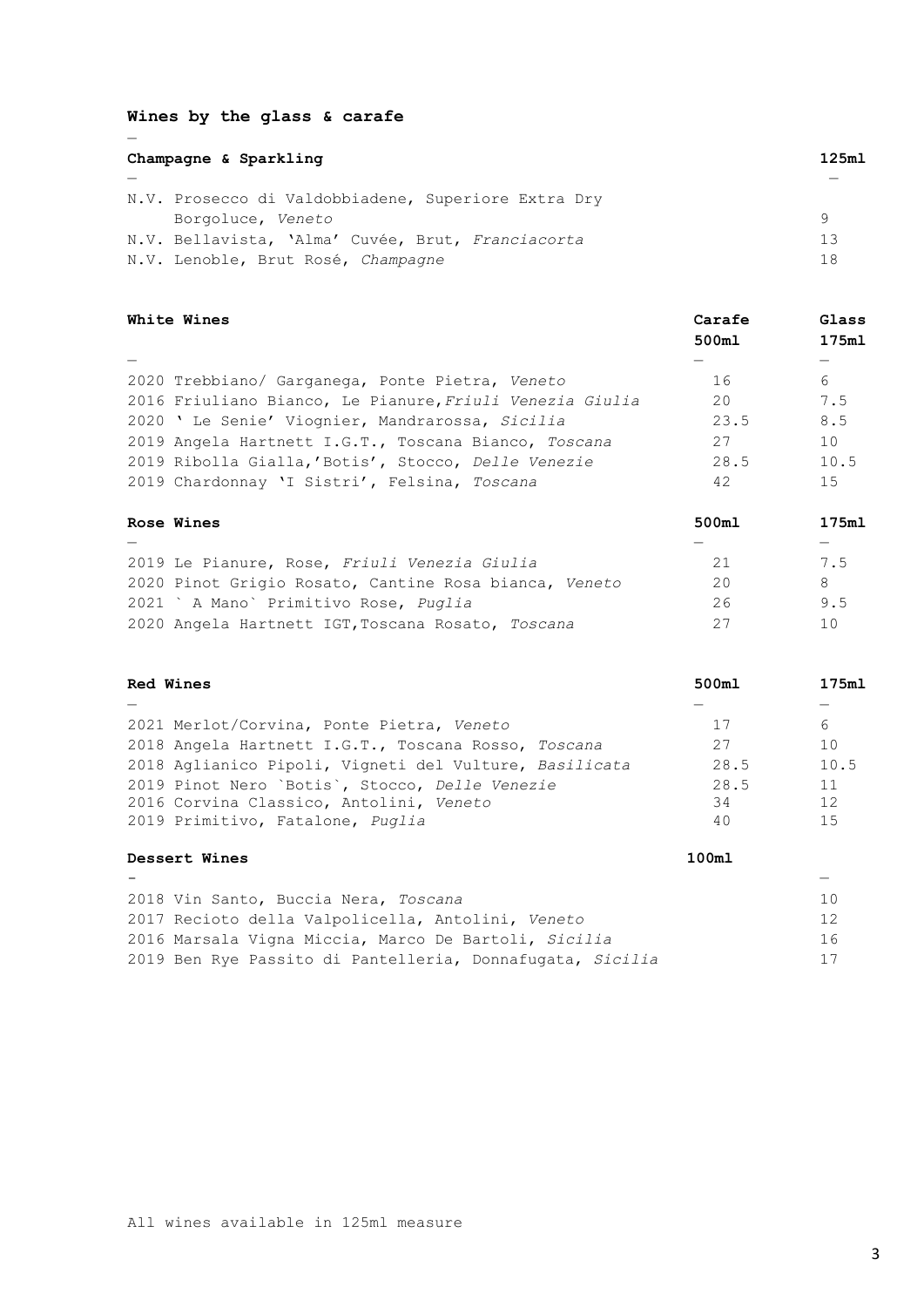## Wines by the glass & carafe

### Champagne & Sparkling

| | 125ml |
|---|---|
| N.V. Prosecco di Valdobbiadene, Superiore Extra Dry Borgoluce, *Veneto* | 9 |
| N.V. Bellavista, 'Alma' Cuvée, Brut, *Franciacorta* | 13 |
| N.V. Lenoble, Brut Rosé, *Champagne* | 18 |

### White Wines

| | Carafe 500ml | Glass 175ml |
|---|---|---|
| 2020 Trebbiano/ Garganega, Ponte Pietra, *Veneto* | 16 | 6 |
| 2016 Friuliano Bianco, Le Pianure, *Friuli Venezia Giulia* | 20 | 7.5 |
| 2020 ' Le Senie' Viognier, Mandrarossa, *Sicilia* | 23.5 | 8.5 |
| 2019 Angela Hartnett I.G.T., Toscana Bianco, *Toscana* | 27 | 10 |
| 2019 Ribolla Gialla,'Botis', Stocco, *Delle Venezie* | 28.5 | 10.5 |
| 2019 Chardonnay 'I Sistri', Felsina, *Toscana* | 42 | 15 |

### Rose Wines

| | 500ml | 175ml |
|---|---|---|
| 2019 Le Pianure, Rose, *Friuli Venezia Giulia* | 21 | 7.5 |
| 2020 Pinot Grigio Rosato, Cantine Rosa bianca, *Veneto* | 20 | 8 |
| 2021 ` A Mano` Primitivo Rose, *Puglia* | 26 | 9.5 |
| 2020 Angela Hartnett IGT,Toscana Rosato, *Toscana* | 27 | 10 |

### Red Wines

| | 500ml | 175ml |
|---|---|---|
| 2021 Merlot/Corvina, Ponte Pietra, *Veneto* | 17 | 6 |
| 2018 Angela Hartnett I.G.T., Toscana Rosso, *Toscana* | 27 | 10 |
| 2018 Aglianico Pipoli, Vigneti del Vulture, *Basilicata* | 28.5 | 10.5 |
| 2019 Pinot Nero `Botis`, Stocco, *Delle Venezie* | 28.5 | 11 |
| 2016 Corvina Classico, Antolini, *Veneto* | 34 | 12 |
| 2019 Primitivo, Fatalone, *Puglia* | 40 | 15 |

### Dessert Wines

| | 100ml |
|---|---|
| 2018 Vin Santo, Buccia Nera, *Toscana* | 10 |
| 2017 Recioto della Valpolicella, Antolini, *Veneto* | 12 |
| 2016 Marsala Vigna Miccia, Marco De Bartoli, *Sicilia* | 16 |
| 2019 Ben Rye Passito di Pantelleria, Donnafugata, *Sicilia* | 17 |

All wines available in 125ml measure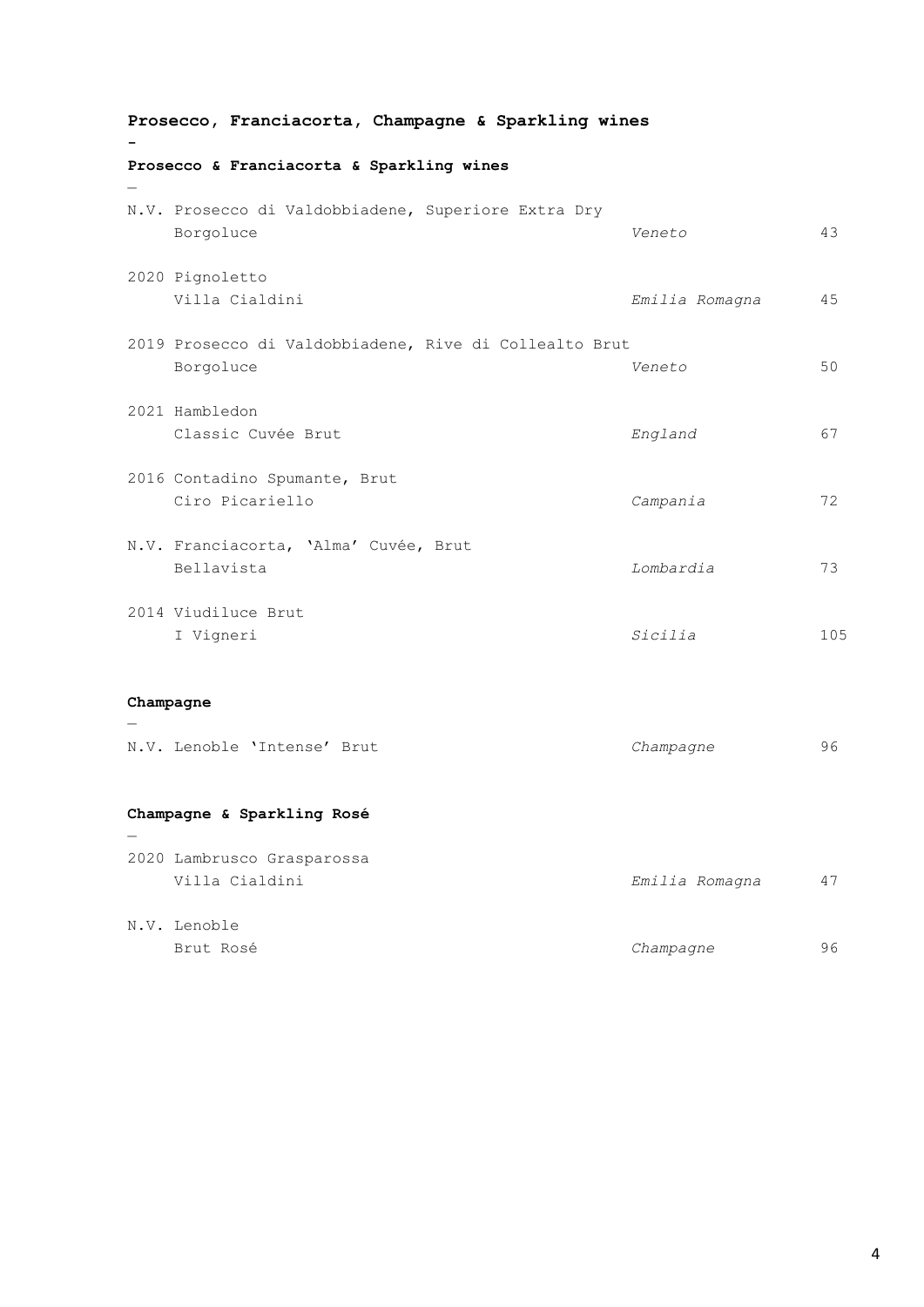## Prosecco, Franciacorta, Champagne & Sparkling wines

-

### Prosecco & Franciacorta & Sparkling wines

—

N.V. Prosecco di Valdobbiadene, Superiore Extra Dry
Borgoluce *Veneto* 43

2020 Pignoletto
Villa Cialdini *Emilia Romagna* 45

2019 Prosecco di Valdobbiadene, Rive di Collealto Brut
Borgoluce *Veneto* 50

2021 Hambledon
Classic Cuvée Brut *England* 67

2016 Contadino Spumante, Brut
Ciro Picariello *Campania* 72

N.V. Franciacorta, 'Alma' Cuvée, Brut
Bellavista *Lombardia* 73

2014 Viudiluce Brut
I Vigneri *Sicilia* 105

### Champagne

—

N.V. Lenoble 'Intense' Brut *Champagne* 96

### Champagne & Sparkling Rosé

—

2020 Lambrusco Grasparossa
Villa Cialdini *Emilia Romagna* 47

N.V. Lenoble
Brut Rosé *Champagne* 96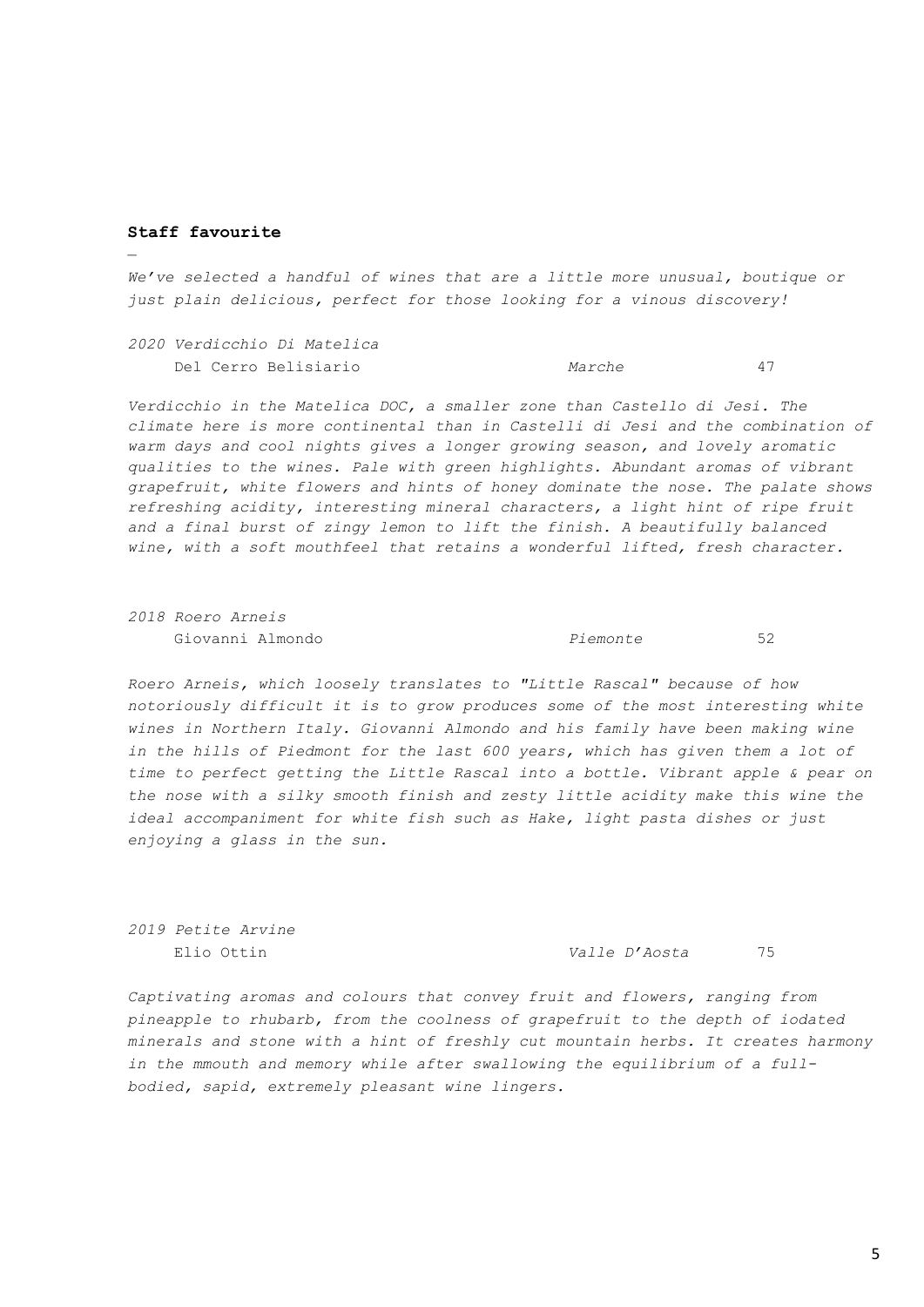**Staff favourite**

—

*We've selected a handful of wines that are a little more unusual, boutique or just plain delicious, perfect for those looking for a vinous discovery!*

*2020 Verdicchio Di Matelica*

Del Cerro Belisiario — *Marche* — 47

*Verdicchio in the Matelica DOC, a smaller zone than Castello di Jesi. The climate here is more continental than in Castelli di Jesi and the combination of warm days and cool nights gives a longer growing season, and lovely aromatic qualities to the wines. Pale with green highlights. Abundant aromas of vibrant grapefruit, white flowers and hints of honey dominate the nose. The palate shows refreshing acidity, interesting mineral characters, a light hint of ripe fruit and a final burst of zingy lemon to lift the finish. A beautifully balanced wine, with a soft mouthfeel that retains a wonderful lifted, fresh character.*

*2018 Roero Arneis*

Giovanni Almondo — *Piemonte* — 52

*Roero Arneis, which loosely translates to "Little Rascal" because of how notoriously difficult it is to grow produces some of the most interesting white wines in Northern Italy. Giovanni Almondo and his family have been making wine in the hills of Piedmont for the last 600 years, which has given them a lot of time to perfect getting the Little Rascal into a bottle. Vibrant apple & pear on the nose with a silky smooth finish and zesty little acidity make this wine the ideal accompaniment for white fish such as Hake, light pasta dishes or just enjoying a glass in the sun.*

*2019 Petite Arvine*

Elio Ottin — *Valle D'Aosta* — 75

*Captivating aromas and colours that convey fruit and flowers, ranging from pineapple to rhubarb, from the coolness of grapefruit to the depth of iodated minerals and stone with a hint of freshly cut mountain herbs. It creates harmony in the mmouth and memory while after swallowing the equilibrium of a full-bodied, sapid, extremely pleasant wine lingers.*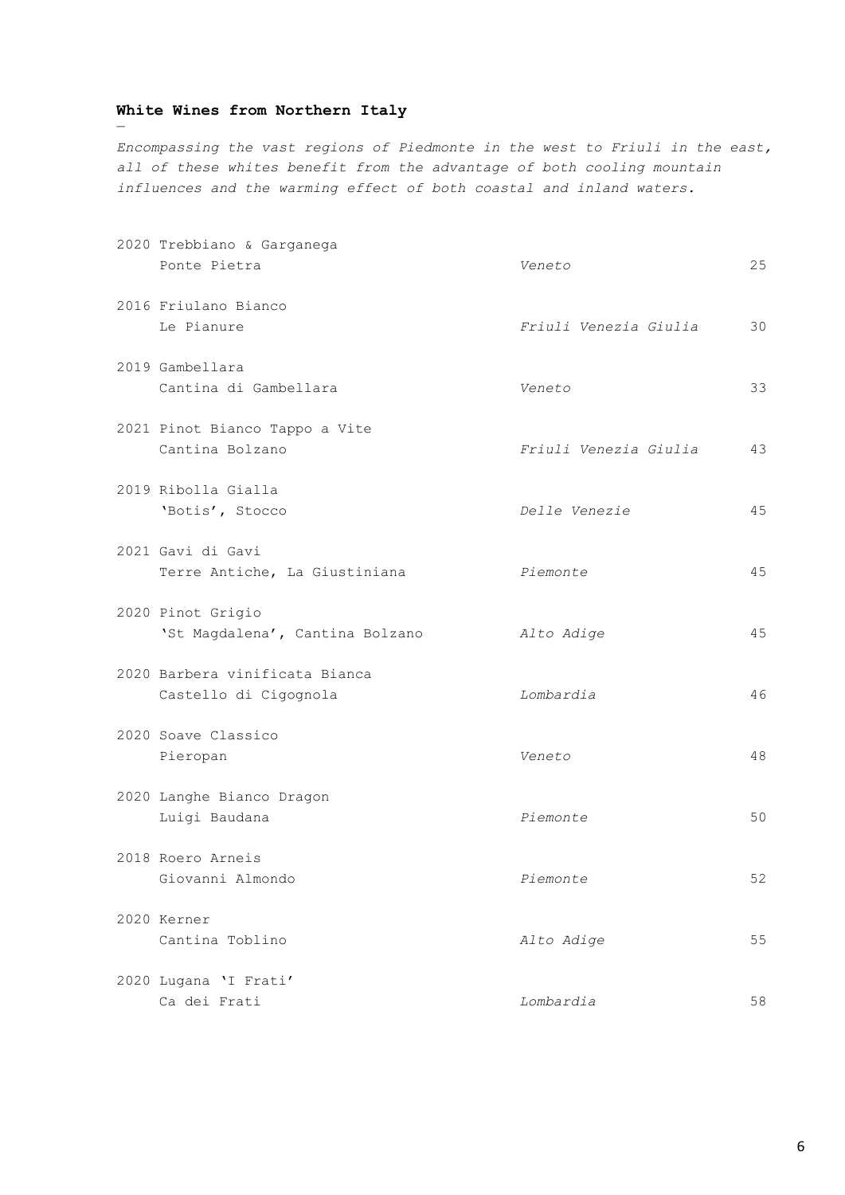## White Wines from Northern Italy

—

*Encompassing the vast regions of Piedmonte in the west to Friuli in the east, all of these whites benefit from the advantage of both cooling mountain influences and the warming effect of both coastal and inland waters.*

| Wine | Region | Price |
|---|---|---|
| 2020 Trebbiano & Garganega<br>Ponte Pietra | *Veneto* | 25 |
| 2016 Friulano Bianco<br>Le Pianure | *Friuli Venezia Giulia* | 30 |
| 2019 Gambellara<br>Cantina di Gambellara | *Veneto* | 33 |
| 2021 Pinot Bianco Tappo a Vite<br>Cantina Bolzano | *Friuli Venezia Giulia* | 43 |
| 2019 Ribolla Gialla<br>'Botis', Stocco | *Delle Venezie* | 45 |
| 2021 Gavi di Gavi<br>Terre Antiche, La Giustiniana | *Piemonte* | 45 |
| 2020 Pinot Grigio<br>'St Magdalena', Cantina Bolzano | *Alto Adige* | 45 |
| 2020 Barbera vinificata Bianca<br>Castello di Cigognola | *Lombardia* | 46 |
| 2020 Soave Classico<br>Pieropan | *Veneto* | 48 |
| 2020 Langhe Bianco Dragon<br>Luigi Baudana | *Piemonte* | 50 |
| 2018 Roero Arneis<br>Giovanni Almondo | *Piemonte* | 52 |
| 2020 Kerner<br>Cantina Toblino | *Alto Adige* | 55 |
| 2020 Lugana 'I Frati'<br>Ca dei Frati | *Lombardia* | 58 |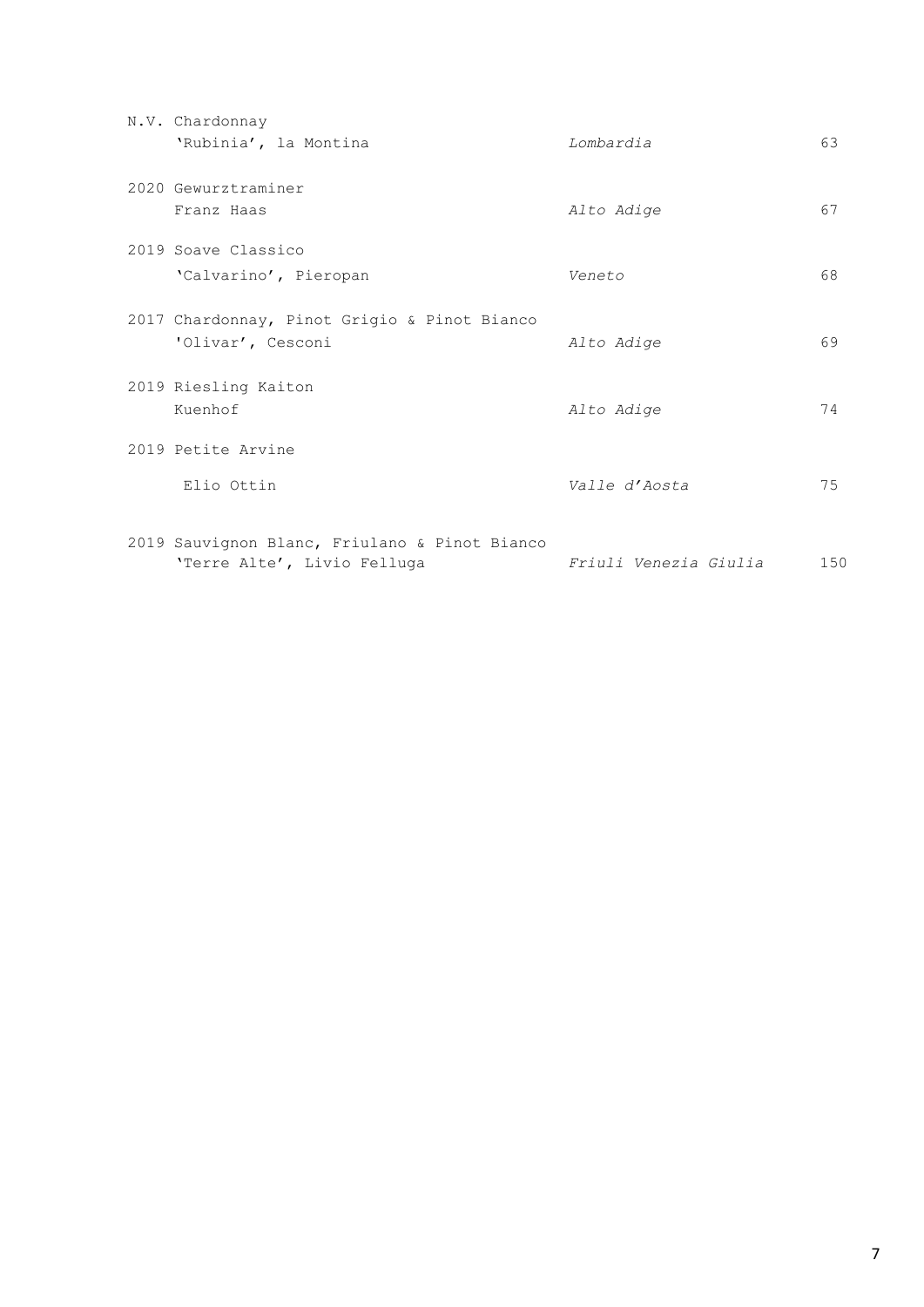| | | |
|---|---|---|
| N.V. Chardonnay<br>'Rubinia', la Montina | *Lombardia* | 63 |
| 2020 Gewurztraminer<br>Franz Haas | *Alto Adige* | 67 |
| 2019 Soave Classico<br>'Calvarino', Pieropan | *Veneto* | 68 |
| 2017 Chardonnay, Pinot Grigio & Pinot Bianco<br>'Olivar', Cesconi | *Alto Adige* | 69 |
| 2019 Riesling Kaiton<br>Kuenhof | *Alto Adige* | 74 |
| 2019 Petite Arvine<br>Elio Ottin | *Valle d'Aosta* | 75 |
| 2019 Sauvignon Blanc, Friulano & Pinot Bianco<br>'Terre Alte', Livio Felluga | *Friuli Venezia Giulia* | 150 |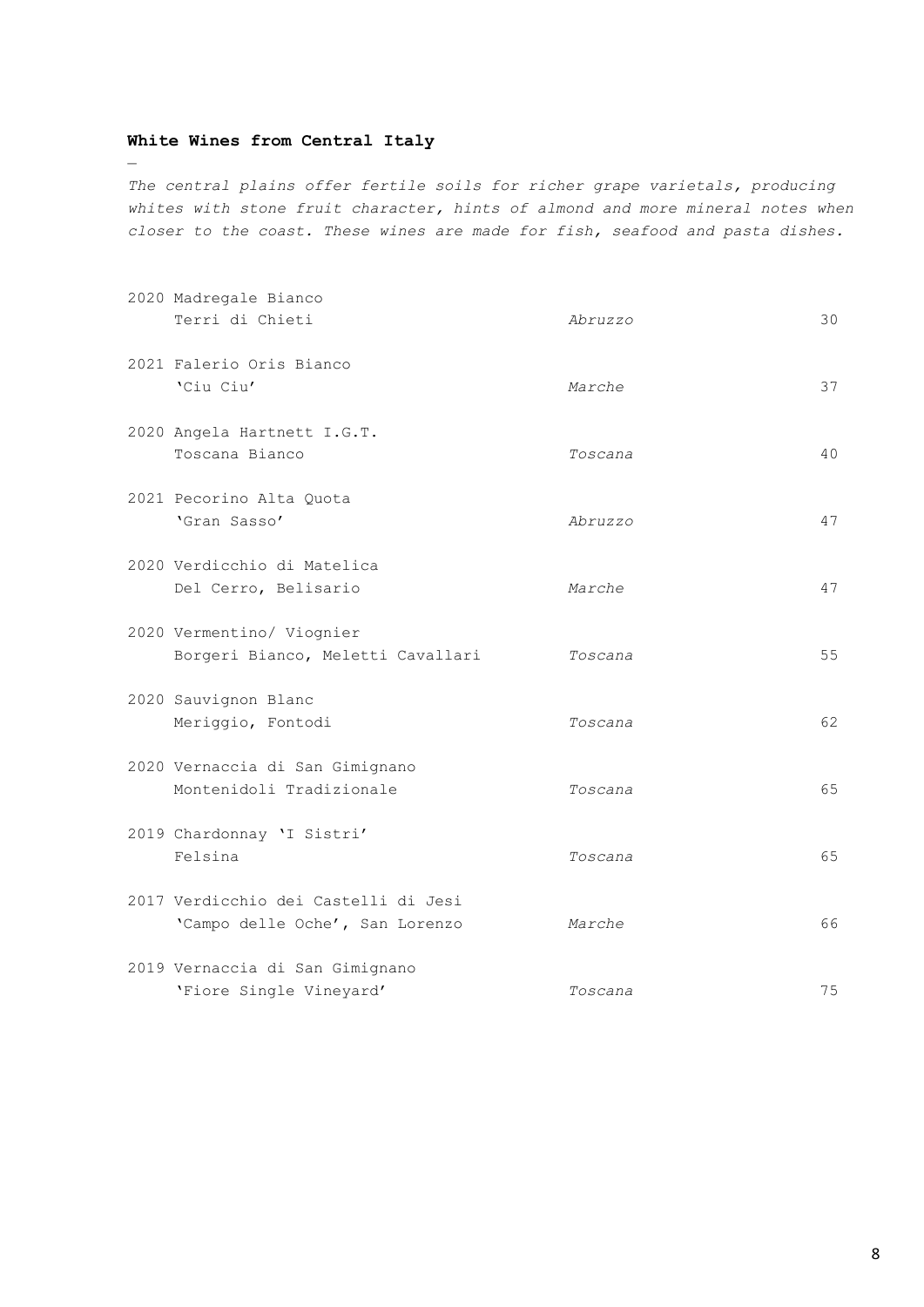## White Wines from Central Italy

—

*The central plains offer fertile soils for richer grape varietals, producing whites with stone fruit character, hints of almond and more mineral notes when closer to the coast. These wines are made for fish, seafood and pasta dishes.*

| Wine | Region | Price |
|---|---|---|
| 2020 Madregale Bianco<br>Terri di Chieti | *Abruzzo* | 30 |
| 2021 Falerio Oris Bianco<br>'Ciu Ciu' | *Marche* | 37 |
| 2020 Angela Hartnett I.G.T.<br>Toscana Bianco | *Toscana* | 40 |
| 2021 Pecorino Alta Quota<br>'Gran Sasso' | *Abruzzo* | 47 |
| 2020 Verdicchio di Matelica<br>Del Cerro, Belisario | *Marche* | 47 |
| 2020 Vermentino/ Viognier<br>Borgeri Bianco, Meletti Cavallari | *Toscana* | 55 |
| 2020 Sauvignon Blanc<br>Meriggio, Fontodi | *Toscana* | 62 |
| 2020 Vernaccia di San Gimignano<br>Montenidoli Tradizionale | *Toscana* | 65 |
| 2019 Chardonnay 'I Sistri'<br>Felsina | *Toscana* | 65 |
| 2017 Verdicchio dei Castelli di Jesi<br>'Campo delle Oche', San Lorenzo | *Marche* | 66 |
| 2019 Vernaccia di San Gimignano<br>'Fiore Single Vineyard' | *Toscana* | 75 |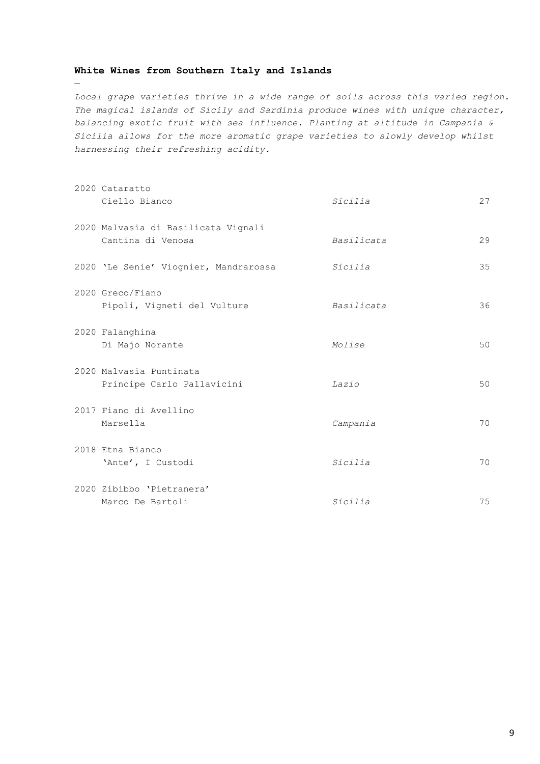**White Wines from Southern Italy and Islands**

—

*Local grape varieties thrive in a wide range of soils across this varied region. The magical islands of Sicily and Sardinia produce wines with unique character, balancing exotic fruit with sea influence. Planting at altitude in Campania & Sicilia allows for the more aromatic grape varieties to slowly develop whilst harnessing their refreshing acidity.*

| Wine | Region | Price |
|---|---|---|
| 2020 Cataratto<br>Ciello Bianco | *Sicilia* | 27 |
| 2020 Malvasia di Basilicata Vignali<br>Cantina di Venosa | *Basilicata* | 29 |
| 2020 'Le Senie' Viognier, Mandrarossa | *Sicilia* | 35 |
| 2020 Greco/Fiano<br>Pipoli, Vigneti del Vulture | *Basilicata* | 36 |
| 2020 Falanghina<br>Di Majo Norante | *Molise* | 50 |
| 2020 Malvasia Puntinata<br>Principe Carlo Pallavicini | *Lazio* | 50 |
| 2017 Fiano di Avellino<br>Marsella | *Campania* | 70 |
| 2018 Etna Bianco<br>'Ante', I Custodi | *Sicilia* | 70 |
| 2020 Zibibbo 'Pietranera'<br>Marco De Bartoli | *Sicilia* | 75 |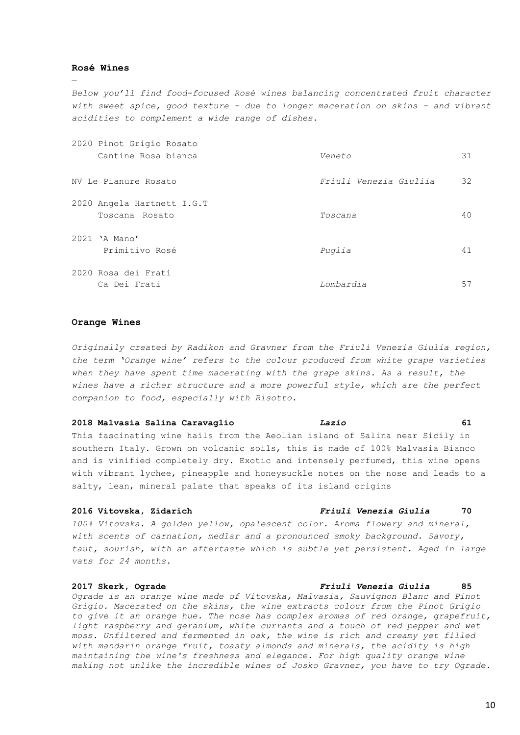## Rosé Wines

—

*Below you'll find food-focused Rosé wines balancing concentrated fruit character with sweet spice, good texture – due to longer maceration on skins – and vibrant acidities to complement a wide range of dishes.*

| Wine | Region | Price |
|---|---|---|
| 2020 Pinot Grigio Rosato Cantine Rosa bianca | *Veneto* | 31 |
| NV Le Pianure Rosato | *Friuli Venezia Giuliia* | 32 |
| 2020 Angela Hartnett I.G.T Toscana Rosato | *Toscana* | 40 |
| 2021 'A Mano' Primitivo Rosé | *Puglia* | 41 |
| 2020 Rosa dei Frati Ca Dei Frati | *Lombardia* | 57 |

## Orange Wines

*Originally created by Radikon and Gravner from the Friuli Venezia Giulia region, the term 'Orange wine' refers to the colour produced from white grape varieties when they have spent time macerating with the grape skins. As a result, the wines have a richer structure and a more powerful style, which are the perfect companion to food, especially with Risotto.*

**2018 Malvasia Salina Caravaglio** — ***Lazio*** — **61**

This fascinating wine hails from the Aeolian island of Salina near Sicily in southern Italy. Grown on volcanic soils, this is made of 100% Malvasia Bianco and is vinified completely dry. Exotic and intensely perfumed, this wine opens with vibrant lychee, pineapple and honeysuckle notes on the nose and leads to a salty, lean, mineral palate that speaks of its island origins

**2016 Vitovska, Zidarich** — ***Friuli Venezia Giulia*** — **70**

*100% Vitovska. A golden yellow, opalescent color. Aroma flowery and mineral, with scents of carnation, medlar and a pronounced smoky background. Savory, taut, sourish, with an aftertaste which is subtle yet persistent. Aged in large vats for 24 months.*

**2017 Skerk, Ograde** — ***Friuli Venezia Giulia*** — **85**

*Ograde is an orange wine made of Vitovska, Malvasia, Sauvignon Blanc and Pinot Grigio. Macerated on the skins, the wine extracts colour from the Pinot Grigio to give it an orange hue. The nose has complex aromas of red orange, grapefruit, light raspberry and geranium, white currants and a touch of red pepper and wet moss. Unfiltered and fermented in oak, the wine is rich and creamy yet filled with mandarin orange fruit, toasty almonds and minerals, the acidity is high maintaining the wine's freshness and elegance. For high quality orange wine making not unlike the incredible wines of Josko Gravner, you have to try Ograde.*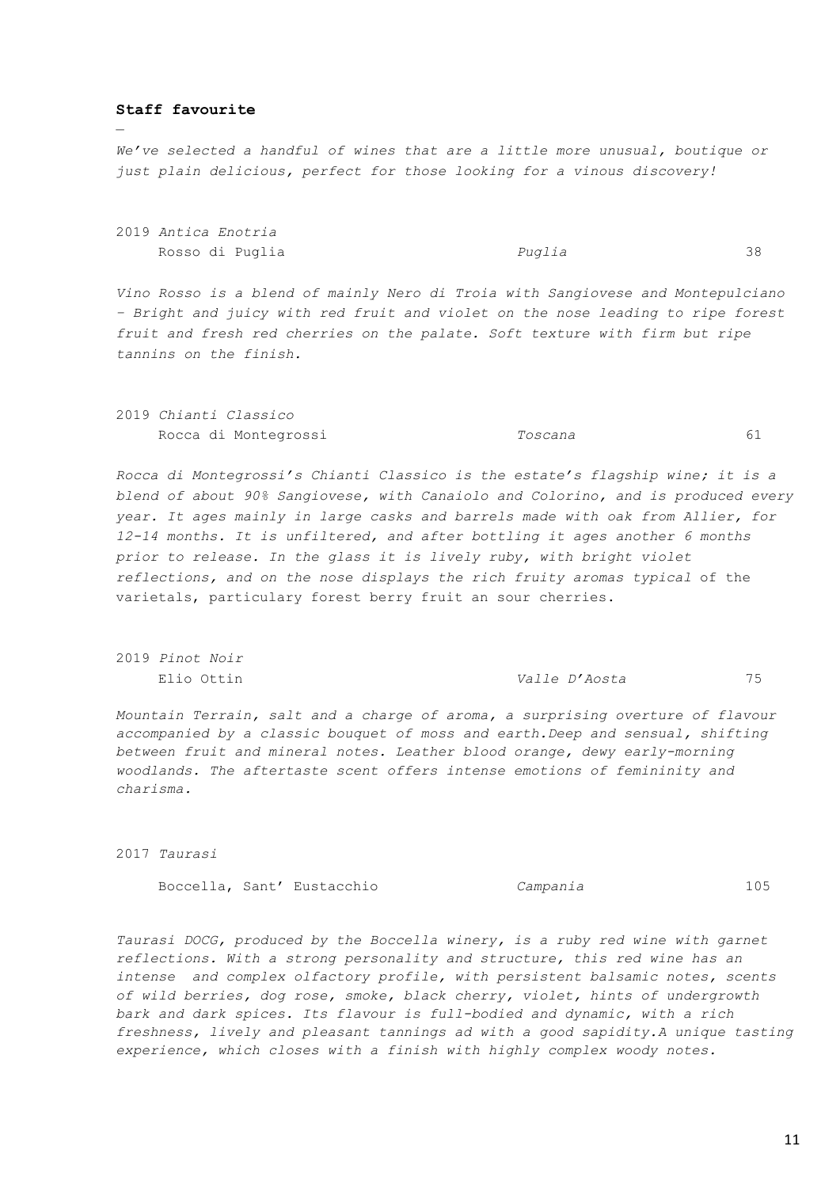**Staff favourite**

—

*We've selected a handful of wines that are a little more unusual, boutique or just plain delicious, perfect for those looking for a vinous discovery!*

2019 *Antica Enotria*

Rosso di Puglia *Puglia* 38

*Vino Rosso is a blend of mainly Nero di Troia with Sangiovese and Montepulciano - Bright and juicy with red fruit and violet on the nose leading to ripe forest fruit and fresh red cherries on the palate. Soft texture with firm but ripe tannins on the finish.*

2019 *Chianti Classico*

Rocca di Montegrossi *Toscana* 61

*Rocca di Montegrossi's Chianti Classico is the estate's flagship wine; it is a blend of about 90% Sangiovese, with Canaiolo and Colorino, and is produced every year. It ages mainly in large casks and barrels made with oak from Allier, for 12-14 months. It is unfiltered, and after bottling it ages another 6 months prior to release. In the glass it is lively ruby, with bright violet reflections, and on the nose displays the rich fruity aromas typical* of the varietals, particulary forest berry fruit an sour cherries.

2019 *Pinot Noir*

Elio Ottin *Valle D'Aosta* 75

*Mountain Terrain, salt and a charge of aroma, a surprising overture of flavour accompanied by a classic bouquet of moss and earth.Deep and sensual, shifting between fruit and mineral notes. Leather blood orange, dewy early-morning woodlands. The aftertaste scent offers intense emotions of femininity and charisma.*

2017 *Taurasi*

Boccella, Sant' Eustacchio *Campania* 105

*Taurasi DOCG, produced by the Boccella winery, is a ruby red wine with garnet reflections. With a strong personality and structure, this red wine has an intense and complex olfactory profile, with persistent balsamic notes, scents of wild berries, dog rose, smoke, black cherry, violet, hints of undergrowth bark and dark spices. Its flavour is full-bodied and dynamic, with a rich freshness, lively and pleasant tannings ad with a good sapidity.A unique tasting experience, which closes with a finish with highly complex woody notes.*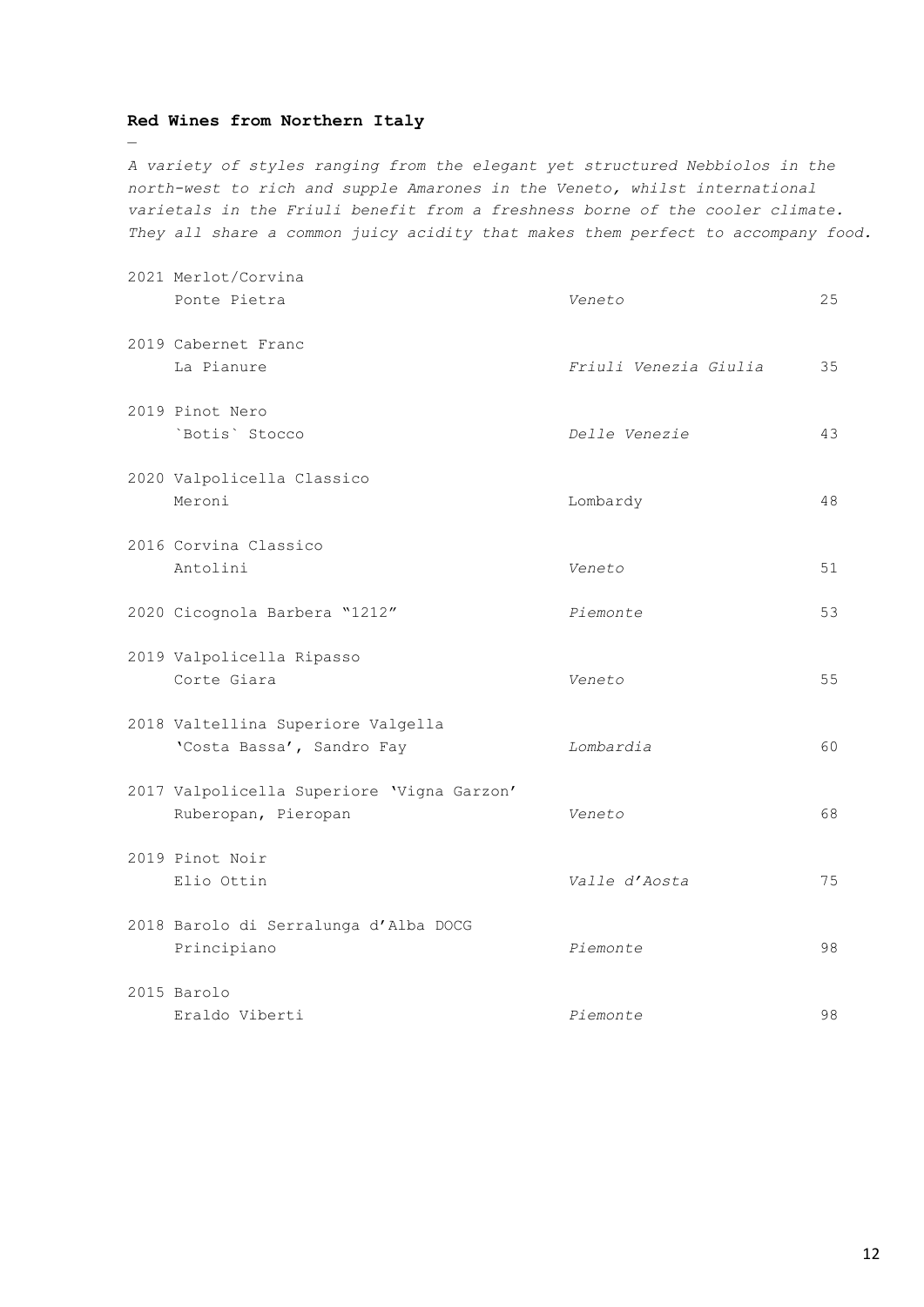**Red Wines from Northern Italy**

—

*A variety of styles ranging from the elegant yet structured Nebbiolos in the north-west to rich and supple Amarones in the Veneto, whilst international varietals in the Friuli benefit from a freshness borne of the cooler climate. They all share a common juicy acidity that makes them perfect to accompany food.*

| Wine | Region | Price |
|---|---|---|
| 2021 Merlot/Corvina<br>Ponte Pietra | *Veneto* | 25 |
| 2019 Cabernet Franc<br>La Pianure | *Friuli Venezia Giulia* | 35 |
| 2019 Pinot Nero<br>`Botis` Stocco | *Delle Venezie* | 43 |
| 2020 Valpolicella Classico<br>Meroni | Lombardy | 48 |
| 2016 Corvina Classico<br>Antolini | *Veneto* | 51 |
| 2020 Cicognola Barbera "1212" | *Piemonte* | 53 |
| 2019 Valpolicella Ripasso<br>Corte Giara | *Veneto* | 55 |
| 2018 Valtellina Superiore Valgella<br>'Costa Bassa', Sandro Fay | *Lombardia* | 60 |
| 2017 Valpolicella Superiore 'Vigna Garzon'<br>Ruberopan, Pieropan | *Veneto* | 68 |
| 2019 Pinot Noir<br>Elio Ottin | *Valle d'Aosta* | 75 |
| 2018 Barolo di Serralunga d'Alba DOCG<br>Principiano | *Piemonte* | 98 |
| 2015 Barolo<br>Eraldo Viberti | *Piemonte* | 98 |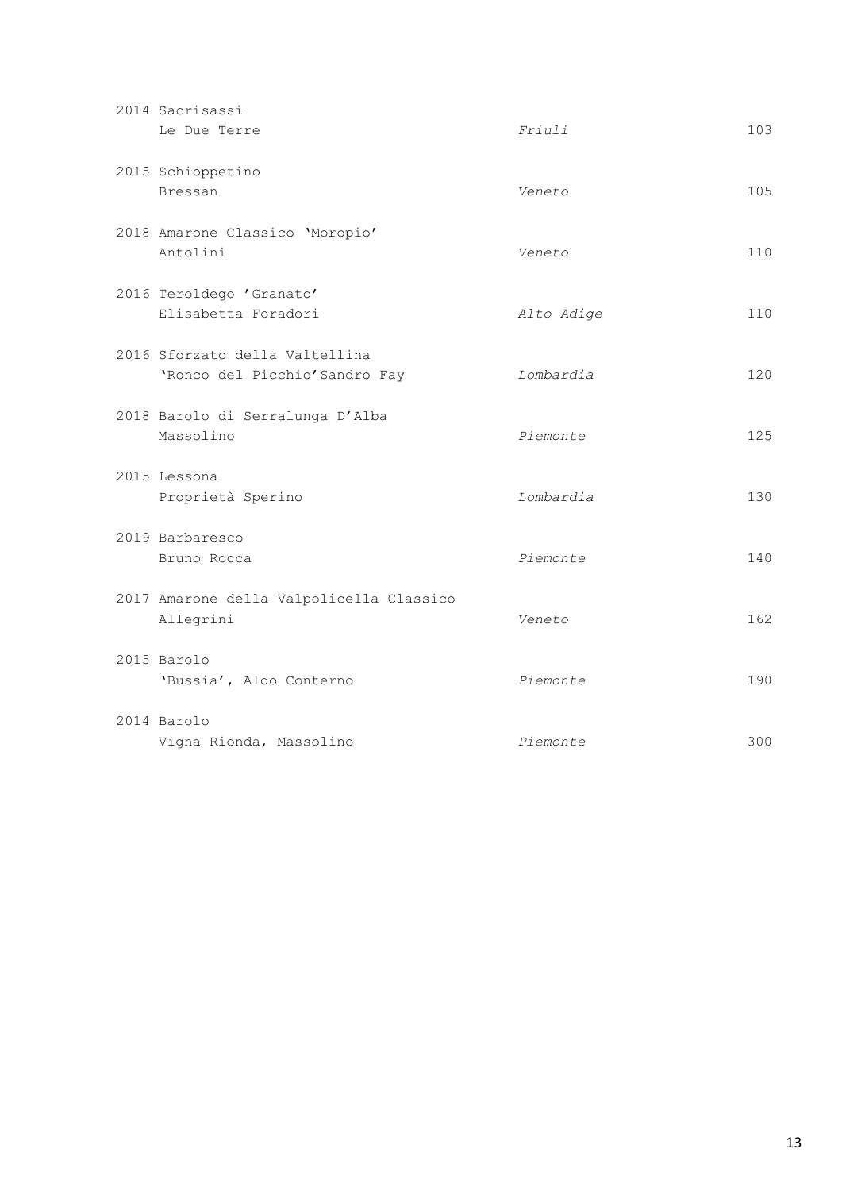| Wine | Region | Price |
|---|---|---|
| 2014 Sacrisassi<br>Le Due Terre | *Friuli* | 103 |
| 2015 Schioppetino<br>Bressan | *Veneto* | 105 |
| 2018 Amarone Classico 'Moropio'<br>Antolini | *Veneto* | 110 |
| 2016 Teroldego 'Granato'<br>Elisabetta Foradori | *Alto Adige* | 110 |
| 2016 Sforzato della Valtellina<br>'Ronco del Picchio' Sandro Fay | *Lombardia* | 120 |
| 2018 Barolo di Serralunga D'Alba<br>Massolino | *Piemonte* | 125 |
| 2015 Lessona<br>Proprietà Sperino | *Lombardia* | 130 |
| 2019 Barbaresco<br>Bruno Rocca | *Piemonte* | 140 |
| 2017 Amarone della Valpolicella Classico<br>Allegrini | *Veneto* | 162 |
| 2015 Barolo<br>'Bussia', Aldo Conterno | *Piemonte* | 190 |
| 2014 Barolo<br>Vigna Rionda, Massolino | *Piemonte* | 300 |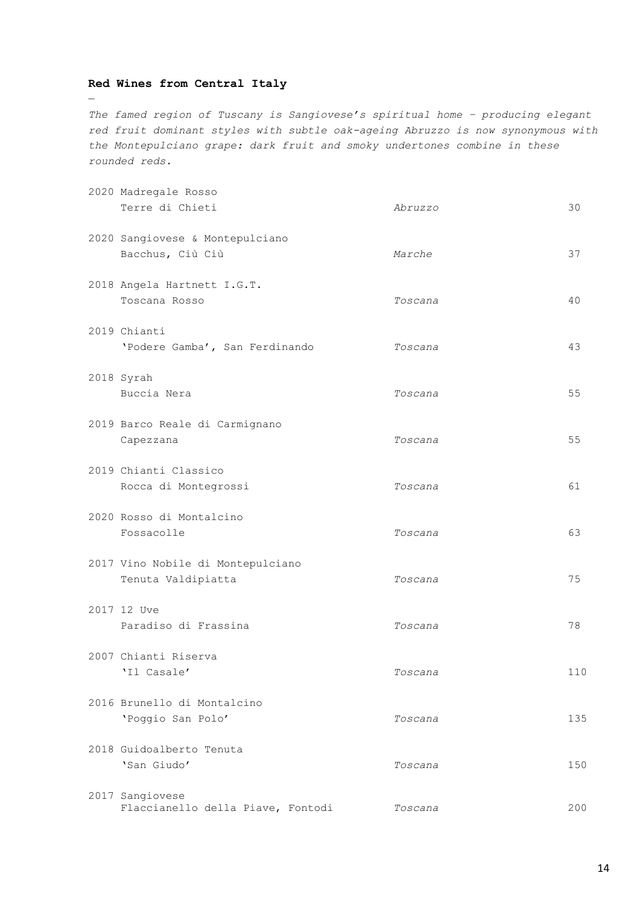**Red Wines from Central Italy**

—

*The famed region of Tuscany is Sangiovese's spiritual home – producing elegant red fruit dominant styles with subtle oak-ageing Abruzzo is now synonymous with the Montepulciano grape: dark fruit and smoky undertones combine in these rounded reds.*

| Wine | Region | Price |
|---|---|---|
| 2020 Madregale Rosso<br>Terre di Chieti | *Abruzzo* | 30 |
| 2020 Sangiovese & Montepulciano<br>Bacchus, Ciù Ciù | *Marche* | 37 |
| 2018 Angela Hartnett I.G.T.<br>Toscana Rosso | *Toscana* | 40 |
| 2019 Chianti<br>'Podere Gamba', San Ferdinando | *Toscana* | 43 |
| 2018 Syrah<br>Buccia Nera | *Toscana* | 55 |
| 2019 Barco Reale di Carmignano<br>Capezzana | *Toscana* | 55 |
| 2019 Chianti Classico<br>Rocca di Montegrossi | *Toscana* | 61 |
| 2020 Rosso di Montalcino<br>Fossacolle | *Toscana* | 63 |
| 2017 Vino Nobile di Montepulciano<br>Tenuta Valdipiatta | *Toscana* | 75 |
| 2017 12 Uve<br>Paradiso di Frassina | *Toscana* | 78 |
| 2007 Chianti Riserva<br>'Il Casale' | *Toscana* | 110 |
| 2016 Brunello di Montalcino<br>'Poggio San Polo' | *Toscana* | 135 |
| 2018 Guidoalberto Tenuta<br>'San Giudo' | *Toscana* | 150 |
| 2017 Sangiovese<br>Flaccianello della Piave, Fontodi | *Toscana* | 200 |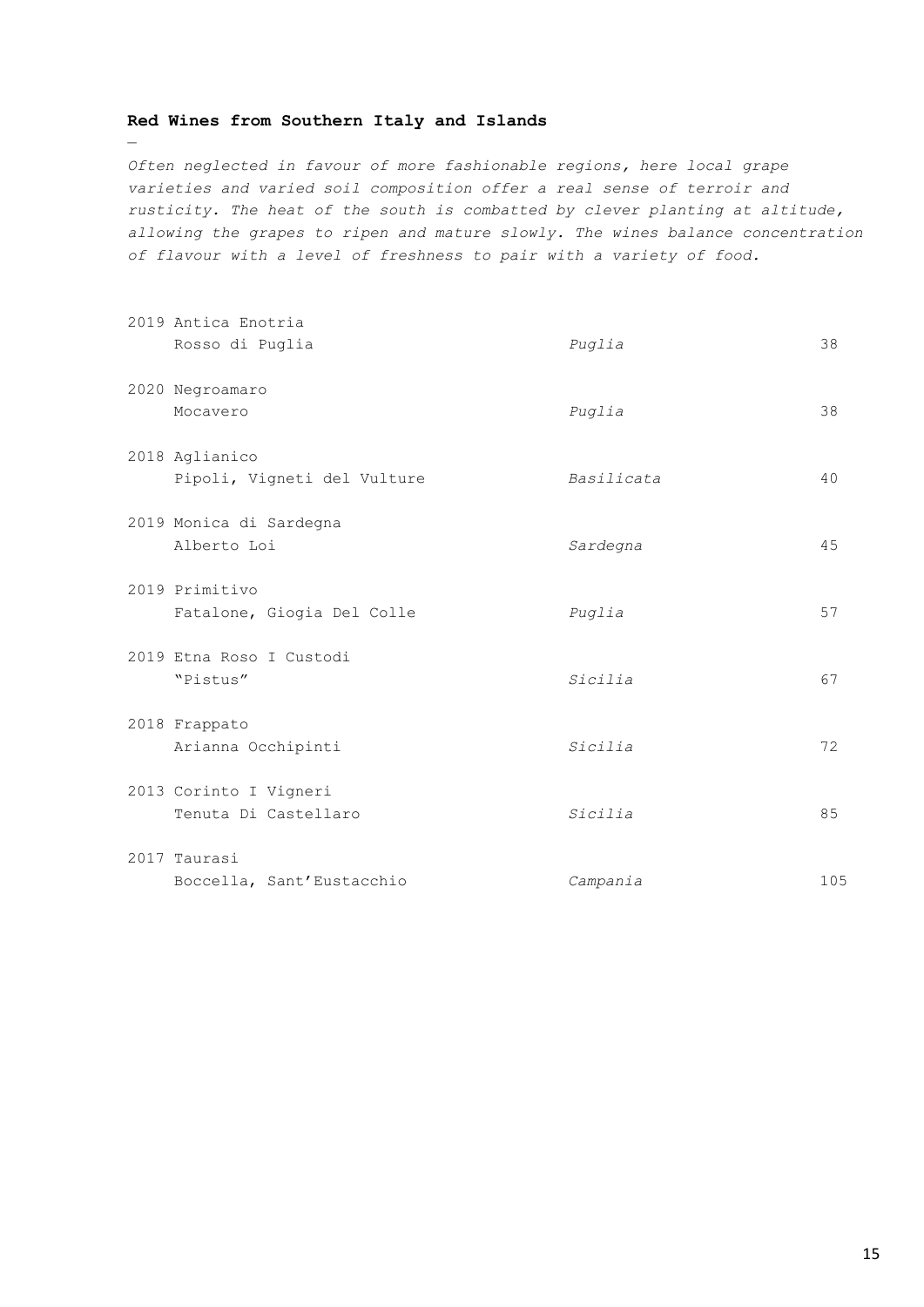## Red Wines from Southern Italy and Islands

—

*Often neglected in favour of more fashionable regions, here local grape varieties and varied soil composition offer a real sense of terroir and rusticity. The heat of the south is combatted by clever planting at altitude, allowing the grapes to ripen and mature slowly. The wines balance concentration of flavour with a level of freshness to pair with a variety of food.*

| Wine | Region | Price |
|---|---|---|
| 2019 Antica Enotria<br>Rosso di Puglia | *Puglia* | 38 |
| 2020 Negroamaro<br>Mocavero | *Puglia* | 38 |
| 2018 Aglianico<br>Pipoli, Vigneti del Vulture | *Basilicata* | 40 |
| 2019 Monica di Sardegna<br>Alberto Loi | *Sardegna* | 45 |
| 2019 Primitivo<br>Fatalone, Giogia Del Colle | *Puglia* | 57 |
| 2019 Etna Roso I Custodi<br>"Pistus" | *Sicilia* | 67 |
| 2018 Frappato<br>Arianna Occhipinti | *Sicilia* | 72 |
| 2013 Corinto I Vigneri<br>Tenuta Di Castellaro | *Sicilia* | 85 |
| 2017 Taurasi<br>Boccella, Sant'Eustacchio | *Campania* | 105 |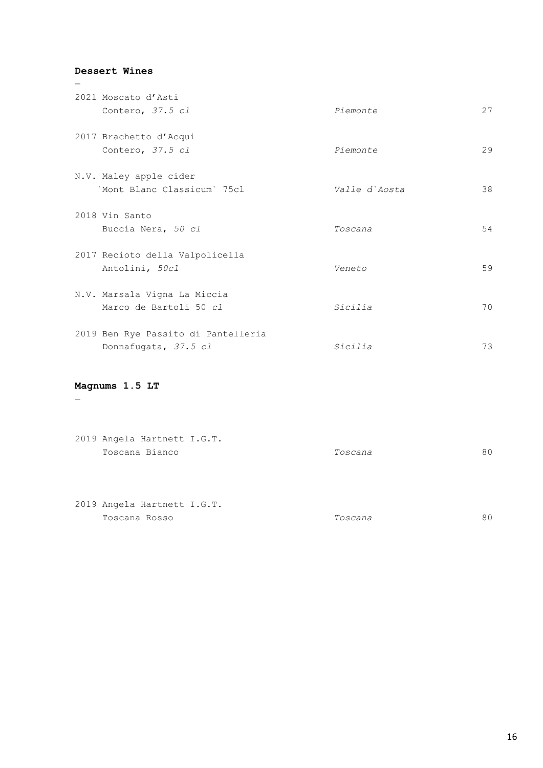**Dessert Wines**

—

| | | |
|---|---|---|
| 2021 Moscato d'Asti<br>Contero, *37.5 cl* | *Piemonte* | 27 |
| 2017 Brachetto d'Acqui<br>Contero, *37.5 cl* | *Piemonte* | 29 |
| N.V. Maley apple cider<br>`Mont Blanc Classicum` 75cl | *Valle d`Aosta* | 38 |
| 2018 Vin Santo<br>Buccia Nera, *50 cl* | *Toscana* | 54 |
| 2017 Recioto della Valpolicella<br>Antolini, *50cl* | *Veneto* | 59 |
| N.V. Marsala Vigna La Miccia<br>Marco de Bartoli 50 *cl* | *Sicilia* | 70 |
| 2019 Ben Rye Passito di Pantelleria<br>Donnafugata, *37.5 cl* | *Sicilia* | 73 |

**Magnums 1.5 LT**

—

| | | |
|---|---|---|
| 2019 Angela Hartnett I.G.T.<br>Toscana Bianco | *Toscana* | 80 |
| 2019 Angela Hartnett I.G.T.<br>Toscana Rosso | *Toscana* | 80 |